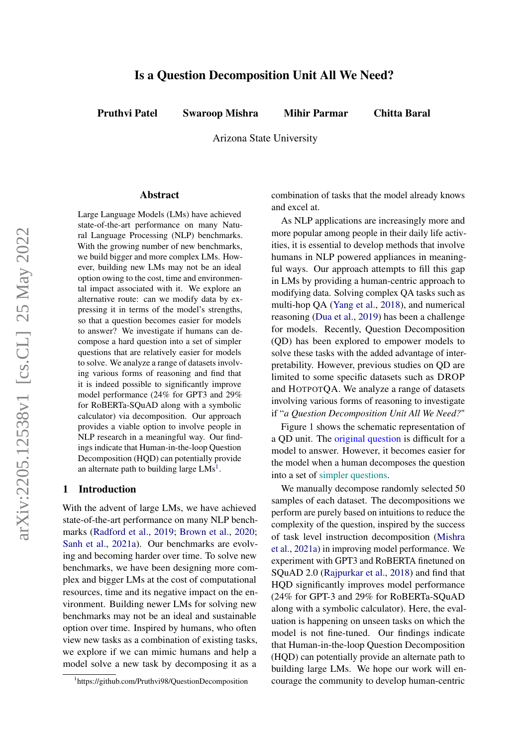# Is a Question Decomposition Unit All We Need?

**Pruthvi Patel  Swaroop Mishra  Mihir Parmar  Chitta Baral**

Arizona State University

## Abstract

Large Language Models (LMs) have achieved state-of-the-art performance on many Natural Language Processing (NLP) benchmarks. With the growing number of new benchmarks, we build bigger and more complex LMs. However, building new LMs may not be an ideal option owing to the cost, time and environmental impact associated with it. We explore an alternative route: can we modify data by expressing it in terms of the model's strengths, so that a question becomes easier for models to answer? We investigate if humans can decompose a hard question into a set of simpler questions that are relatively easier for models to solve. We analyze a range of datasets involving various forms of reasoning and find that it is indeed possible to significantly improve model performance (24% for GPT3 and 29% for RoBERTa-SQuAD along with a symbolic calculator) via decomposition. Our approach provides a viable option to involve people in NLP research in a meaningful way. Our findings indicate that Human-in-the-loop Question Decomposition (HQD) can potentially provide an alternate path to building large LMs[1].

## 1 Introduction

With the advent of large LMs, we have achieved state-of-the-art performance on many NLP benchmarks (Radford et al., 2019; Brown et al., 2020; Sanh et al., 2021a). Our benchmarks are evolving and becoming harder over time. To solve new benchmarks, we have been designing more complex and bigger LMs at the cost of computational resources, time and its negative impact on the environment. Building newer LMs for solving new benchmarks may not be an ideal and sustainable option over time. Inspired by humans, who often view new tasks as a combination of existing tasks, we explore if we can mimic humans and help a model solve a new task by decomposing it as a combination of tasks that the model already knows and excel at.

As NLP applications are increasingly more and more popular among people in their daily life activities, it is essential to develop methods that involve humans in NLP powered appliances in meaningful ways. Our approach attempts to fill this gap in LMs by providing a human-centric approach to modifying data. Solving complex QA tasks such as multi-hop QA (Yang et al., 2018), and numerical reasoning (Dua et al., 2019) has been a challenge for models. Recently, Question Decomposition (QD) has been explored to empower models to solve these tasks with the added advantage of interpretability. However, previous studies on QD are limited to some specific datasets such as DROP and HotpotQA. We analyze a range of datasets involving various forms of reasoning to investigate if "*a Question Decomposition Unit All We Need?*"

Figure 1 shows the schematic representation of a QD unit. The original question is difficult for a model to answer. However, it becomes easier for the model when a human decomposes the question into a set of simpler questions.

We manually decompose randomly selected 50 samples of each dataset. The decompositions we perform are purely based on intuitions to reduce the complexity of the question, inspired by the success of task level instruction decomposition (Mishra et al., 2021a) in improving model performance. We experiment with GPT3 and RoBERTA finetuned on SQuAD 2.0 (Rajpurkar et al., 2018) and find that HQD significantly improves model performance (24% for GPT-3 and 29% for RoBERTa-SQuAD along with a symbolic calculator). Here, the evaluation is happening on unseen tasks on which the model is not fine-tuned. Our findings indicate that Human-in-the-loop Question Decomposition (HQD) can potentially provide an alternate path to building large LMs. We hope our work will encourage the community to develop human-centric

[1] https://github.com/Pruthvi98/QuestionDecomposition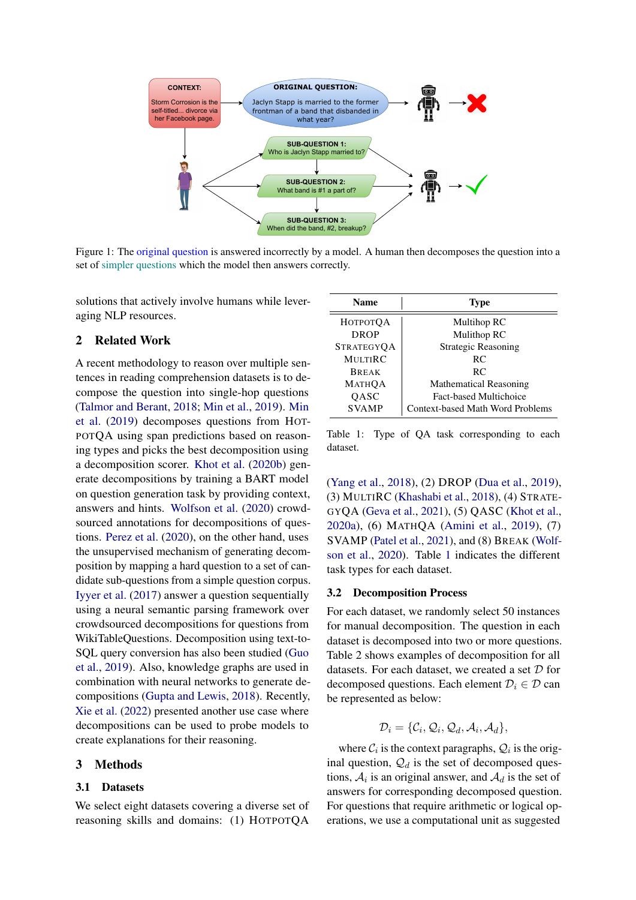Figure 1: The original question is answered incorrectly by a model. A human then decomposes the question into a set of simpler questions which the model then answers correctly.

solutions that actively involve humans while leveraging NLP resources.

## 2 Related Work

A recent methodology to reason over multiple sentences in reading comprehension datasets is to decompose the question into single-hop questions (Talmor and Berant, 2018; Min et al., 2019). Min et al. (2019) decomposes questions from HOTPOTQA using span predictions based on reasoning types and picks the best decomposition using a decomposition scorer. Khot et al. (2020b) generate decompositions by training a BART model on question generation task by providing context, answers and hints. Wolfson et al. (2020) crowd-sourced annotations for decompositions of questions. Perez et al. (2020), on the other hand, uses the unsupervised mechanism of generating decomposition by mapping a hard question to a set of candidate sub-questions from a simple question corpus. Iyyer et al. (2017) answer a question sequentially using a neural semantic parsing framework over crowdsourced decompositions for questions from WikiTableQuestions. Decomposition using text-to-SQL query conversion has also been studied (Guo et al., 2019). Also, knowledge graphs are used in combination with neural networks to generate decompositions (Gupta and Lewis, 2018). Recently, Xie et al. (2022) presented another use case where decompositions can be used to probe models to create explanations for their reasoning.

## 3 Methods

### 3.1 Datasets

We select eight datasets covering a diverse set of reasoning skills and domains: (1) HOTPOTQA (Yang et al., 2018), (2) DROP (Dua et al., 2019), (3) MULTIRC (Khashabi et al., 2018), (4) STRATEGYQA (Geva et al., 2021), (5) QASC (Khot et al., 2020a), (6) MATHQA (Amini et al., 2019), (7) SVAMP (Patel et al., 2021), and (8) BREAK (Wolfson et al., 2020). Table 1 indicates the different task types for each dataset.

| Name | Type |
|---|---|
| HOTPOTQA | Multihop RC |
| DROP | Mulithop RC |
| STRATEGYQA | Strategic Reasoning |
| MULTIRC | RC |
| BREAK | RC |
| MATHQA | Mathematical Reasoning |
| QASC | Fact-based Multichoice |
| SVAMP | Context-based Math Word Problems |

Table 1: Type of QA task corresponding to each dataset.

### 3.2 Decomposition Process

For each dataset, we randomly select 50 instances for manual decomposition. The question in each dataset is decomposed into two or more questions. Table 2 shows examples of decomposition for all datasets. For each dataset, we created a set $\mathcal{D}$ for decomposed questions. Each element $\mathcal{D}_i \in \mathcal{D}$ can be represented as below:

$$\mathcal{D}_i = \{\mathcal{C}_i, \mathcal{Q}_i, \mathcal{Q}_d, \mathcal{A}_i, \mathcal{A}_d\},$$

where $\mathcal{C}_i$ is the context paragraphs, $\mathcal{Q}_i$ is the original question, $\mathcal{Q}_d$ is the set of decomposed questions, $\mathcal{A}_i$ is an original answer, and $\mathcal{A}_d$ is the set of answers for corresponding decomposed question. For questions that require arithmetic or logical operations, we use a computational unit as suggested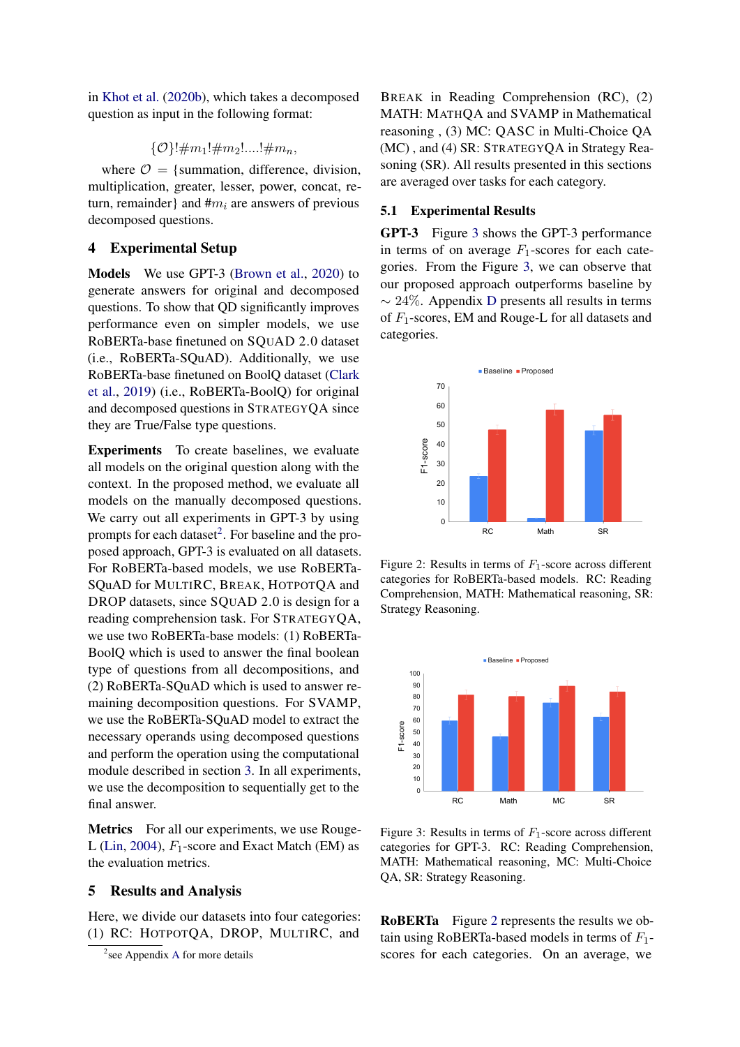in Khot et al. (2020b), which takes a decomposed question as input in the following format:

$$\{\mathcal{O}\}!\#m_1!\#m_2!....!\#m_n,$$

where $\mathcal{O}$ = {summation, difference, division, multiplication, greater, lesser, power, concat, return, remainder} and $\#m_i$ are answers of previous decomposed questions.

## 4 Experimental Setup

**Models** We use GPT-3 (Brown et al., 2020) to generate answers for original and decomposed questions. To show that QD significantly improves performance even on simpler models, we use RoBERTa-base finetuned on SQuAD 2.0 dataset (i.e., RoBERTa-SQuAD). Additionally, we use RoBERTa-base finetuned on BoolQ dataset (Clark et al., 2019) (i.e., RoBERTa-BoolQ) for original and decomposed questions in STRATEGYQA since they are True/False type questions.

**Experiments** To create baselines, we evaluate all models on the original question along with the context. In the proposed method, we evaluate all models on the manually decomposed questions. We carry out all experiments in GPT-3 by using prompts for each dataset[2]. For baseline and the proposed approach, GPT-3 is evaluated on all datasets. For RoBERTa-based models, we use RoBERTa-SQuAD for MULTIRC, BREAK, HOTPOTQA and DROP datasets, since SQuAD 2.0 is design for a reading comprehension task. For STRATEGYQA, we use two RoBERTa-base models: (1) RoBERTa-BoolQ which is used to answer the final boolean type of questions from all decompositions, and (2) RoBERTa-SQuAD which is used to answer remaining decomposition questions. For SVAMP, we use the RoBERTa-SQuAD model to extract the necessary operands using decomposed questions and perform the operation using the computational module described in section 3. In all experiments, we use the decomposition to sequentially get to the final answer.

**Metrics** For all our experiments, we use Rouge-L (Lin, 2004), $F_1$-score and Exact Match (EM) as the evaluation metrics.

## 5 Results and Analysis

Here, we divide our datasets into four categories: (1) RC: HOTPOTQA, DROP, MULTIRC, and BREAK in Reading Comprehension (RC), (2) MATH: MATHQA and SVAMP in Mathematical reasoning , (3) MC: QASC in Multi-Choice QA (MC) , and (4) SR: STRATEGYQA in Strategy Reasoning (SR). All results presented in this sections are averaged over tasks for each category.

[2]see Appendix A for more details

### 5.1 Experimental Results

**GPT-3** Figure 3 shows the GPT-3 performance in terms of on average $F_1$-scores for each categories. From the Figure 3, we can observe that our proposed approach outperforms baseline by $\sim$ 24%. Appendix D presents all results in terms of $F_1$-scores, EM and Rouge-L for all datasets and categories.

Figure 2: Results in terms of $F_1$-score across different categories for RoBERTa-based models. RC: Reading Comprehension, MATH: Mathematical reasoning, SR: Strategy Reasoning.

Figure 3: Results in terms of $F_1$-score across different categories for GPT-3. RC: Reading Comprehension, MATH: Mathematical reasoning, MC: Multi-Choice QA, SR: Strategy Reasoning.

**RoBERTa** Figure 2 represents the results we obtain using RoBERTa-based models in terms of $F_1$-scores for each categories. On an average, we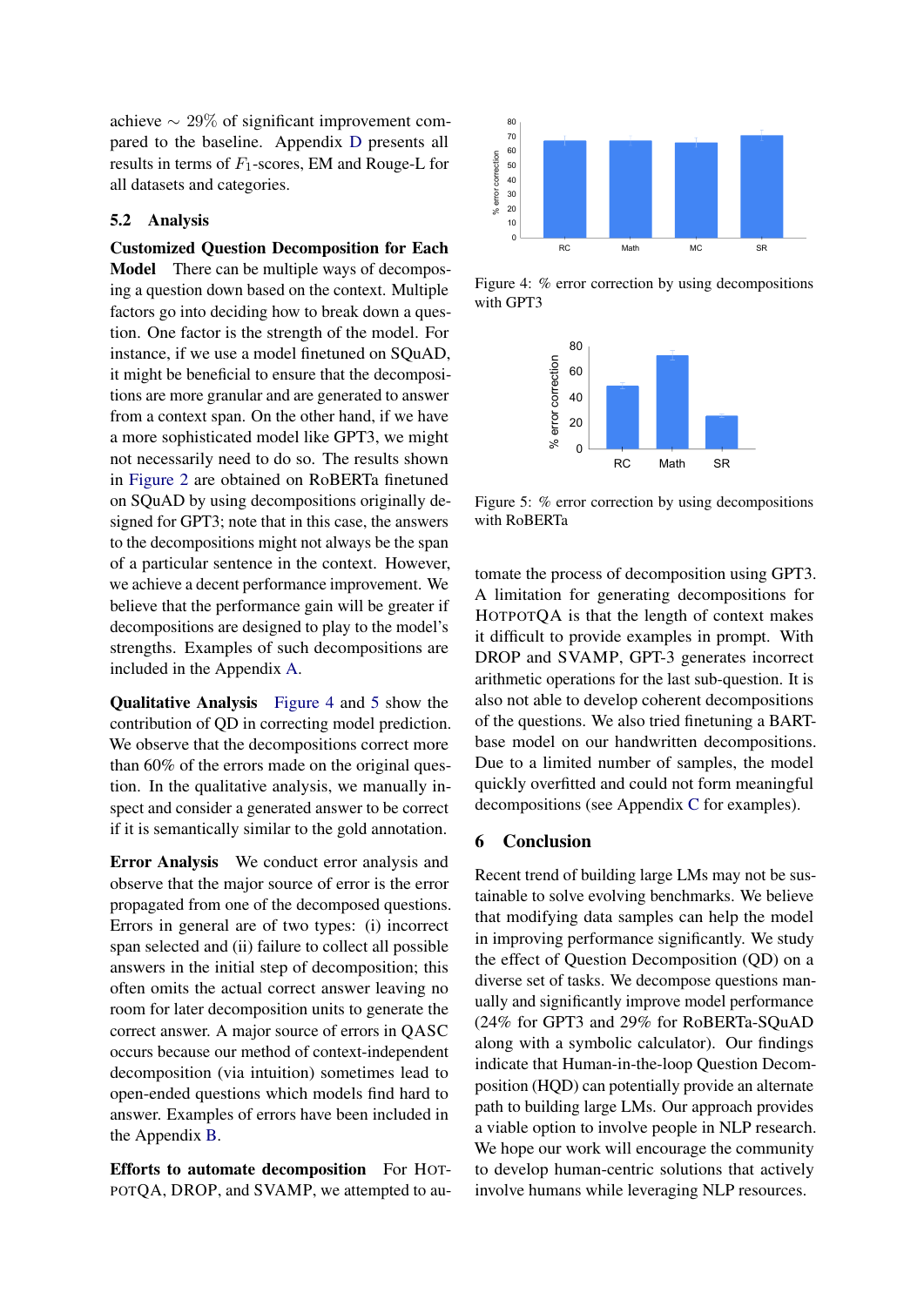achieve $\sim 29\%$ of significant improvement compared to the baseline. Appendix D presents all results in terms of $F_1$-scores, EM and Rouge-L for all datasets and categories.

### 5.2 Analysis

**Customized Question Decomposition for Each Model** There can be multiple ways of decomposing a question down based on the context. Multiple factors go into deciding how to break down a question. One factor is the strength of the model. For instance, if we use a model finetuned on SQuAD, it might be beneficial to ensure that the decompositions are more granular and are generated to answer from a context span. On the other hand, if we have a more sophisticated model like GPT3, we might not necessarily need to do so. The results shown in Figure 2 are obtained on RoBERTa finetuned on SQuAD by using decompositions originally designed for GPT3; note that in this case, the answers to the decompositions might not always be the span of a particular sentence in the context. However, we achieve a decent performance improvement. We believe that the performance gain will be greater if decompositions are designed to play to the model's strengths. Examples of such decompositions are included in the Appendix A.

**Qualitative Analysis** Figure 4 and 5 show the contribution of QD in correcting model prediction. We observe that the decompositions correct more than 60% of the errors made on the original question. In the qualitative analysis, we manually inspect and consider a generated answer to be correct if it is semantically similar to the gold annotation.

**Error Analysis** We conduct error analysis and observe that the major source of error is the error propagated from one of the decomposed questions. Errors in general are of two types: (i) incorrect span selected and (ii) failure to collect all possible answers in the initial step of decomposition; this often omits the actual correct answer leaving no room for later decomposition units to generate the correct answer. A major source of errors in QASC occurs because our method of context-independent decomposition (via intuition) sometimes lead to open-ended questions which models find hard to answer. Examples of errors have been included in the Appendix B.

**Efforts to automate decomposition** For HotpotQA, DROP, and SVAMP, we attempted to automate the process of decomposition using GPT3. A limitation for generating decompositions for HotpotQA is that the length of context makes it difficult to provide examples in prompt. With DROP and SVAMP, GPT-3 generates incorrect arithmetic operations for the last sub-question. It is also not able to develop coherent decompositions of the questions. We also tried finetuning a BART-base model on our handwritten decompositions. Due to a limited number of samples, the model quickly overfitted and could not form meaningful decompositions (see Appendix C for examples).

Figure 4: % error correction by using decompositions with GPT3

Figure 5: % error correction by using decompositions with RoBERTa

## 6 Conclusion

Recent trend of building large LMs may not be sustainable to solve evolving benchmarks. We believe that modifying data samples can help the model in improving performance significantly. We study the effect of Question Decomposition (QD) on a diverse set of tasks. We decompose questions manually and significantly improve model performance (24% for GPT3 and 29% for RoBERTa-SQuAD along with a symbolic calculator). Our findings indicate that Human-in-the-loop Question Decomposition (HQD) can potentially provide an alternate path to building large LMs. Our approach provides a viable option to involve people in NLP research. We hope our work will encourage the community to develop human-centric solutions that actively involve humans while leveraging NLP resources.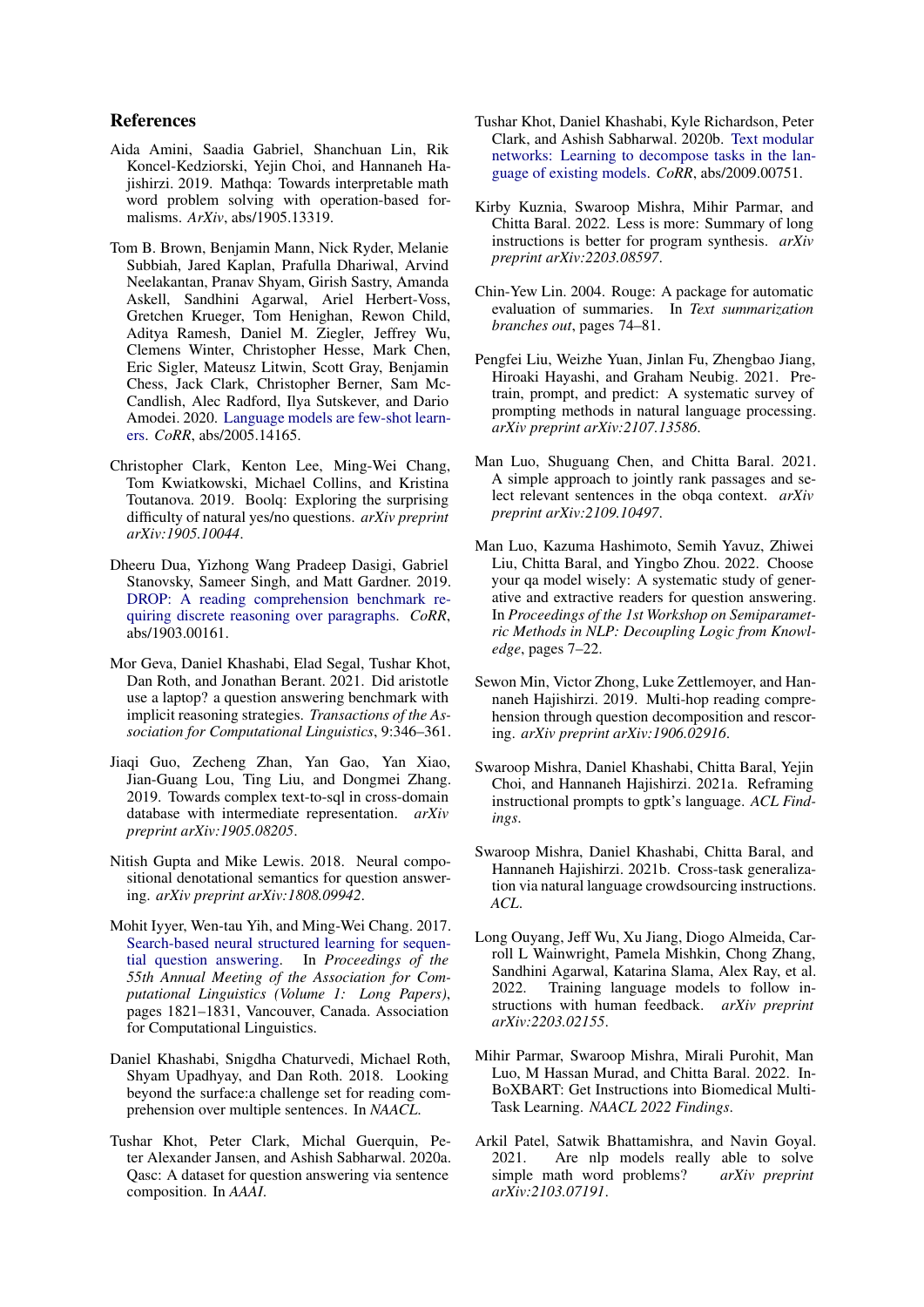## References

Aida Amini, Saadia Gabriel, Shanchuan Lin, Rik Koncel-Kedziorski, Yejin Choi, and Hannaneh Hajishirzi. 2019. Mathqa: Towards interpretable math word problem solving with operation-based formalisms. *ArXiv*, abs/1905.13319.

Tom B. Brown, Benjamin Mann, Nick Ryder, Melanie Subbiah, Jared Kaplan, Prafulla Dhariwal, Arvind Neelakantan, Pranav Shyam, Girish Sastry, Amanda Askell, Sandhini Agarwal, Ariel Herbert-Voss, Gretchen Krueger, Tom Henighan, Rewon Child, Aditya Ramesh, Daniel M. Ziegler, Jeffrey Wu, Clemens Winter, Christopher Hesse, Mark Chen, Eric Sigler, Mateusz Litwin, Scott Gray, Benjamin Chess, Jack Clark, Christopher Berner, Sam McCandlish, Alec Radford, Ilya Sutskever, and Dario Amodei. 2020. Language models are few-shot learners. *CoRR*, abs/2005.14165.

Christopher Clark, Kenton Lee, Ming-Wei Chang, Tom Kwiatkowski, Michael Collins, and Kristina Toutanova. 2019. Boolq: Exploring the surprising difficulty of natural yes/no questions. *arXiv preprint arXiv:1905.10044*.

Dheeru Dua, Yizhong Wang Pradeep Dasigi, Gabriel Stanovsky, Sameer Singh, and Matt Gardner. 2019. DROP: A reading comprehension benchmark requiring discrete reasoning over paragraphs. *CoRR*, abs/1903.00161.

Mor Geva, Daniel Khashabi, Elad Segal, Tushar Khot, Dan Roth, and Jonathan Berant. 2021. Did aristotle use a laptop? a question answering benchmark with implicit reasoning strategies. *Transactions of the Association for Computational Linguistics*, 9:346–361.

Jiaqi Guo, Zecheng Zhan, Yan Gao, Yan Xiao, Jian-Guang Lou, Ting Liu, and Dongmei Zhang. 2019. Towards complex text-to-sql in cross-domain database with intermediate representation. *arXiv preprint arXiv:1905.08205*.

Nitish Gupta and Mike Lewis. 2018. Neural compositional denotational semantics for question answering. *arXiv preprint arXiv:1808.09942*.

Mohit Iyyer, Wen-tau Yih, and Ming-Wei Chang. 2017. Search-based neural structured learning for sequential question answering. In *Proceedings of the 55th Annual Meeting of the Association for Computational Linguistics (Volume 1: Long Papers)*, pages 1821–1831, Vancouver, Canada. Association for Computational Linguistics.

Daniel Khashabi, Snigdha Chaturvedi, Michael Roth, Shyam Upadhyay, and Dan Roth. 2018. Looking beyond the surface:a challenge set for reading comprehension over multiple sentences. In *NAACL*.

Tushar Khot, Peter Clark, Michal Guerquin, Peter Alexander Jansen, and Ashish Sabharwal. 2020a. Qasc: A dataset for question answering via sentence composition. In *AAAI*.

Tushar Khot, Daniel Khashabi, Kyle Richardson, Peter Clark, and Ashish Sabharwal. 2020b. Text modular networks: Learning to decompose tasks in the language of existing models. *CoRR*, abs/2009.00751.

Kirby Kuznia, Swaroop Mishra, Mihir Parmar, and Chitta Baral. 2022. Less is more: Summary of long instructions is better for program synthesis. *arXiv preprint arXiv:2203.08597*.

Chin-Yew Lin. 2004. Rouge: A package for automatic evaluation of summaries. In *Text summarization branches out*, pages 74–81.

Pengfei Liu, Weizhe Yuan, Jinlan Fu, Zhengbao Jiang, Hiroaki Hayashi, and Graham Neubig. 2021. Pre-train, prompt, and predict: A systematic survey of prompting methods in natural language processing. *arXiv preprint arXiv:2107.13586*.

Man Luo, Shuguang Chen, and Chitta Baral. 2021. A simple approach to jointly rank passages and select relevant sentences in the obqa context. *arXiv preprint arXiv:2109.10497*.

Man Luo, Kazuma Hashimoto, Semih Yavuz, Zhiwei Liu, Chitta Baral, and Yingbo Zhou. 2022. Choose your qa model wisely: A systematic study of generative and extractive readers for question answering. In *Proceedings of the 1st Workshop on Semiparametric Methods in NLP: Decoupling Logic from Knowledge*, pages 7–22.

Sewon Min, Victor Zhong, Luke Zettlemoyer, and Hannaneh Hajishirzi. 2019. Multi-hop reading comprehension through question decomposition and rescoring. *arXiv preprint arXiv:1906.02916*.

Swaroop Mishra, Daniel Khashabi, Chitta Baral, Yejin Choi, and Hannaneh Hajishirzi. 2021a. Reframing instructional prompts to gptk's language. *ACL Findings*.

Swaroop Mishra, Daniel Khashabi, Chitta Baral, and Hannaneh Hajishirzi. 2021b. Cross-task generalization via natural language crowdsourcing instructions. *ACL*.

Long Ouyang, Jeff Wu, Xu Jiang, Diogo Almeida, Carroll L Wainwright, Pamela Mishkin, Chong Zhang, Sandhini Agarwal, Katarina Slama, Alex Ray, et al. 2022. Training language models to follow instructions with human feedback. *arXiv preprint arXiv:2203.02155*.

Mihir Parmar, Swaroop Mishra, Mirali Purohit, Man Luo, M Hassan Murad, and Chitta Baral. 2022. In-BoXBART: Get Instructions into Biomedical Multi-Task Learning. *NAACL 2022 Findings*.

Arkil Patel, Satwik Bhattamishra, and Navin Goyal. 2021. Are nlp models really able to solve simple math word problems? *arXiv preprint arXiv:2103.07191*.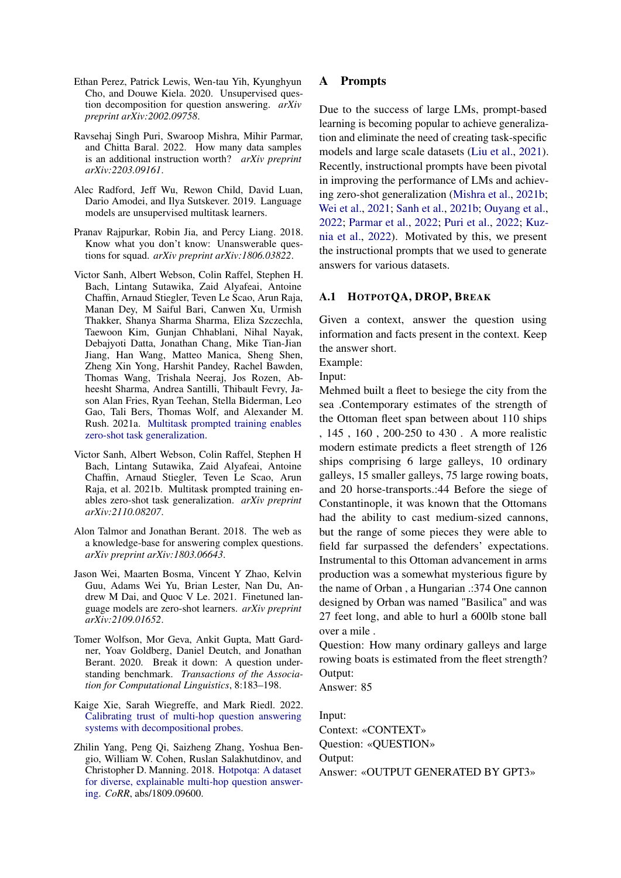Ethan Perez, Patrick Lewis, Wen-tau Yih, Kyunghyun Cho, and Douwe Kiela. 2020. Unsupervised question decomposition for question answering. *arXiv preprint arXiv:2002.09758*.

Ravsehaj Singh Puri, Swaroop Mishra, Mihir Parmar, and Chitta Baral. 2022. How many data samples is an additional instruction worth? *arXiv preprint arXiv:2203.09161*.

Alec Radford, Jeff Wu, Rewon Child, David Luan, Dario Amodei, and Ilya Sutskever. 2019. Language models are unsupervised multitask learners.

Pranav Rajpurkar, Robin Jia, and Percy Liang. 2018. Know what you don't know: Unanswerable questions for squad. *arXiv preprint arXiv:1806.03822*.

Victor Sanh, Albert Webson, Colin Raffel, Stephen H. Bach, Lintang Sutawika, Zaid Alyafeai, Antoine Chaffin, Arnaud Stiegler, Teven Le Scao, Arun Raja, Manan Dey, M Saiful Bari, Canwen Xu, Urmish Thakker, Shanya Sharma Sharma, Eliza Szczechla, Taewoon Kim, Gunjan Chhablani, Nihal Nayak, Debajyoti Datta, Jonathan Chang, Mike Tian-Jian Jiang, Han Wang, Matteo Manica, Sheng Shen, Zheng Xin Yong, Harshit Pandey, Rachel Bawden, Thomas Wang, Trishala Neeraj, Jos Rozen, Abheesht Sharma, Andrea Santilli, Thibault Fevry, Jason Alan Fries, Ryan Teehan, Stella Biderman, Leo Gao, Tali Bers, Thomas Wolf, and Alexander M. Rush. 2021a. Multitask prompted training enables zero-shot task generalization.

Victor Sanh, Albert Webson, Colin Raffel, Stephen H Bach, Lintang Sutawika, Zaid Alyafeai, Antoine Chaffin, Arnaud Stiegler, Teven Le Scao, Arun Raja, et al. 2021b. Multitask prompted training enables zero-shot task generalization. *arXiv preprint arXiv:2110.08207*.

Alon Talmor and Jonathan Berant. 2018. The web as a knowledge-base for answering complex questions. *arXiv preprint arXiv:1803.06643*.

Jason Wei, Maarten Bosma, Vincent Y Zhao, Kelvin Guu, Adams Wei Yu, Brian Lester, Nan Du, Andrew M Dai, and Quoc V Le. 2021. Finetuned language models are zero-shot learners. *arXiv preprint arXiv:2109.01652*.

Tomer Wolfson, Mor Geva, Ankit Gupta, Matt Gardner, Yoav Goldberg, Daniel Deutch, and Jonathan Berant. 2020. Break it down: A question understanding benchmark. *Transactions of the Association for Computational Linguistics*, 8:183–198.

Kaige Xie, Sarah Wiegreffe, and Mark Riedl. 2022. Calibrating trust of multi-hop question answering systems with decompositional probes.

Zhilin Yang, Peng Qi, Saizheng Zhang, Yoshua Bengio, William W. Cohen, Ruslan Salakhutdinov, and Christopher D. Manning. 2018. Hotpotqa: A dataset for diverse, explainable multi-hop question answering. *CoRR*, abs/1809.09600.

# A Prompts

Due to the success of large LMs, prompt-based learning is becoming popular to achieve generalization and eliminate the need of creating task-specific models and large scale datasets (Liu et al., 2021). Recently, instructional prompts have been pivotal in improving the performance of LMs and achieving zero-shot generalization (Mishra et al., 2021b; Wei et al., 2021; Sanh et al., 2021b; Ouyang et al., 2022; Parmar et al., 2022; Puri et al., 2022; Kuznia et al., 2022). Motivated by this, we present the instructional prompts that we used to generate answers for various datasets.

## A.1 HotpotQA, DROP, Break

Given a context, answer the question using information and facts present in the context. Keep the answer short.
Example:
Input:
Mehmed built a fleet to besiege the city from the sea .Contemporary estimates of the strength of the Ottoman fleet span between about 110 ships , 145 , 160 , 200-250 to 430 . A more realistic modern estimate predicts a fleet strength of 126 ships comprising 6 large galleys, 10 ordinary galleys, 15 smaller galleys, 75 large rowing boats, and 20 horse-transports.:44 Before the siege of Constantinople, it was known that the Ottomans had the ability to cast medium-sized cannons, but the range of some pieces they were able to field far surpassed the defenders' expectations. Instrumental to this Ottoman advancement in arms production was a somewhat mysterious figure by the name of Orban , a Hungarian .:374 One cannon designed by Orban was named "Basilica" and was 27 feet long, and able to hurl a 600lb stone ball over a mile .
Question: How many ordinary galleys and large rowing boats is estimated from the fleet strength?
Output:
Answer: 85

Input:
Context: «CONTEXT»
Question: «QUESTION»
Output:
Answer: «OUTPUT GENERATED BY GPT3»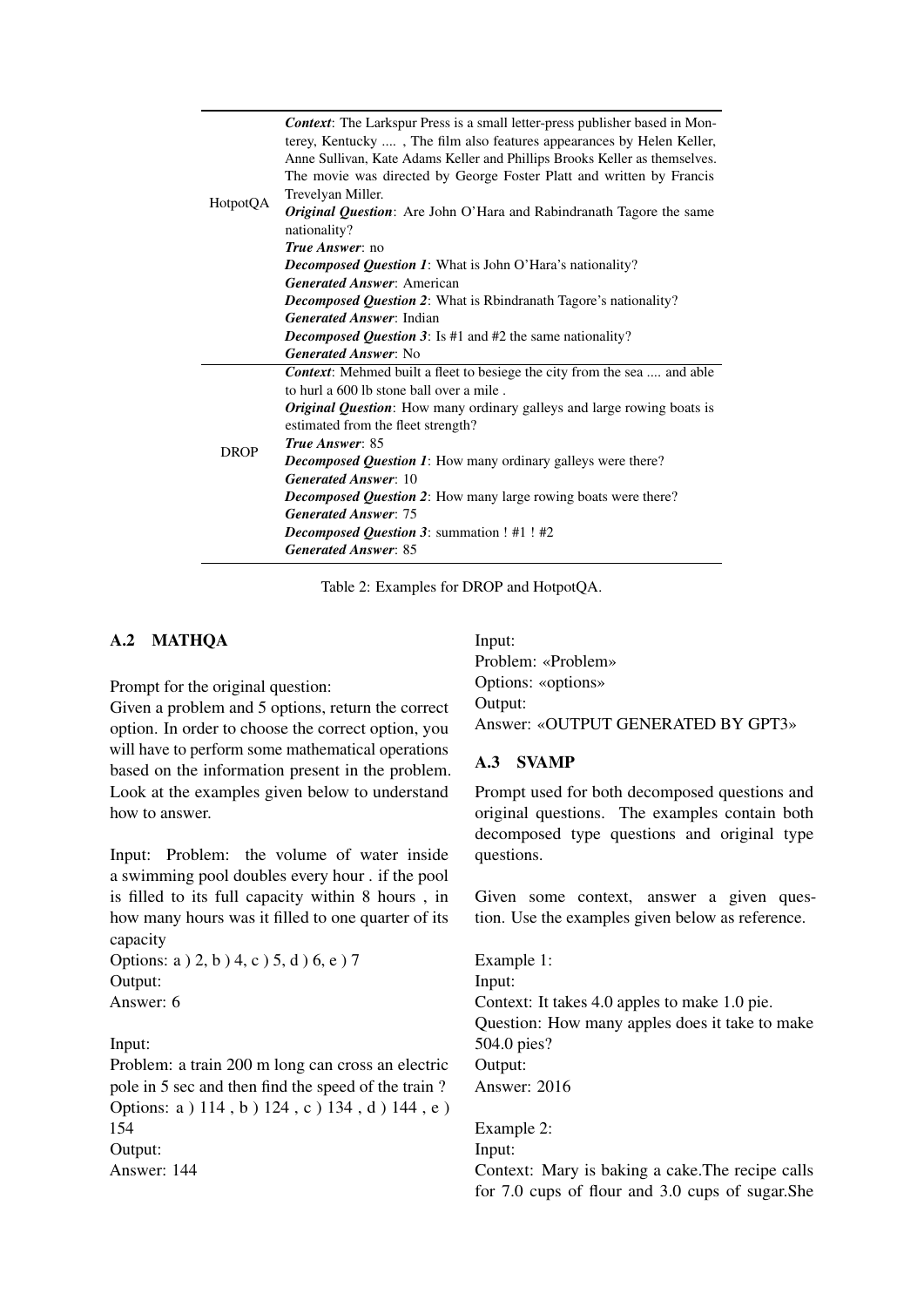| | |
|---|---|
| HotpotQA | ***Context***: The Larkspur Press is a small letter-press publisher based in Monterey, Kentucky .... , The film also features appearances by Helen Keller, Anne Sullivan, Kate Adams Keller and Phillips Brooks Keller as themselves. The movie was directed by George Foster Platt and written by Francis Trevelyan Miller.<br>***Original Question***: Are John O'Hara and Rabindranath Tagore the same nationality?<br>***True Answer***: no<br>***Decomposed Question 1***: What is John O'Hara's nationality?<br>***Generated Answer***: American<br>***Decomposed Question 2***: What is Rbindranath Tagore's nationality?<br>***Generated Answer***: Indian<br>***Decomposed Question 3***: Is #1 and #2 the same nationality?<br>***Generated Answer***: No |
| DROP | ***Context***: Mehmed built a fleet to besiege the city from the sea .... and able to hurl a 600 lb stone ball over a mile .<br>***Original Question***: How many ordinary galleys and large rowing boats is estimated from the fleet strength?<br>***True Answer***: 85<br>***Decomposed Question 1***: How many ordinary galleys were there?<br>***Generated Answer***: 10<br>***Decomposed Question 2***: How many large rowing boats were there?<br>***Generated Answer***: 75<br>***Decomposed Question 3***: summation ! #1 ! #2<br>***Generated Answer***: 85 |

Table 2: Examples for DROP and HotpotQA.

## A.2 MATHQA

Prompt for the original question:
Given a problem and 5 options, return the correct option. In order to choose the correct option, you will have to perform some mathematical operations based on the information present in the problem. Look at the examples given below to understand how to answer.

Input: Problem: the volume of water inside a swimming pool doubles every hour . if the pool is filled to its full capacity within 8 hours , in how many hours was it filled to one quarter of its capacity
Options: a ) 2, b ) 4, c ) 5, d ) 6, e ) 7
Output:
Answer: 6

Input:
Problem: a train 200 m long can cross an electric pole in 5 sec and then find the speed of the train ?
Options: a ) 114 , b ) 124 , c ) 134 , d ) 144 , e ) 154
Output:
Answer: 144

Input:
Problem: «Problem»
Options: «options»
Output:
Answer: «OUTPUT GENERATED BY GPT3»

## A.3 SVAMP

Prompt used for both decomposed questions and original questions. The examples contain both decomposed type questions and original type questions.

Given some context, answer a given question. Use the examples given below as reference.

Example 1:
Input:
Context: It takes 4.0 apples to make 1.0 pie.
Question: How many apples does it take to make 504.0 pies?
Output:
Answer: 2016

Example 2:
Input:
Context: Mary is baking a cake.The recipe calls for 7.0 cups of flour and 3.0 cups of sugar.She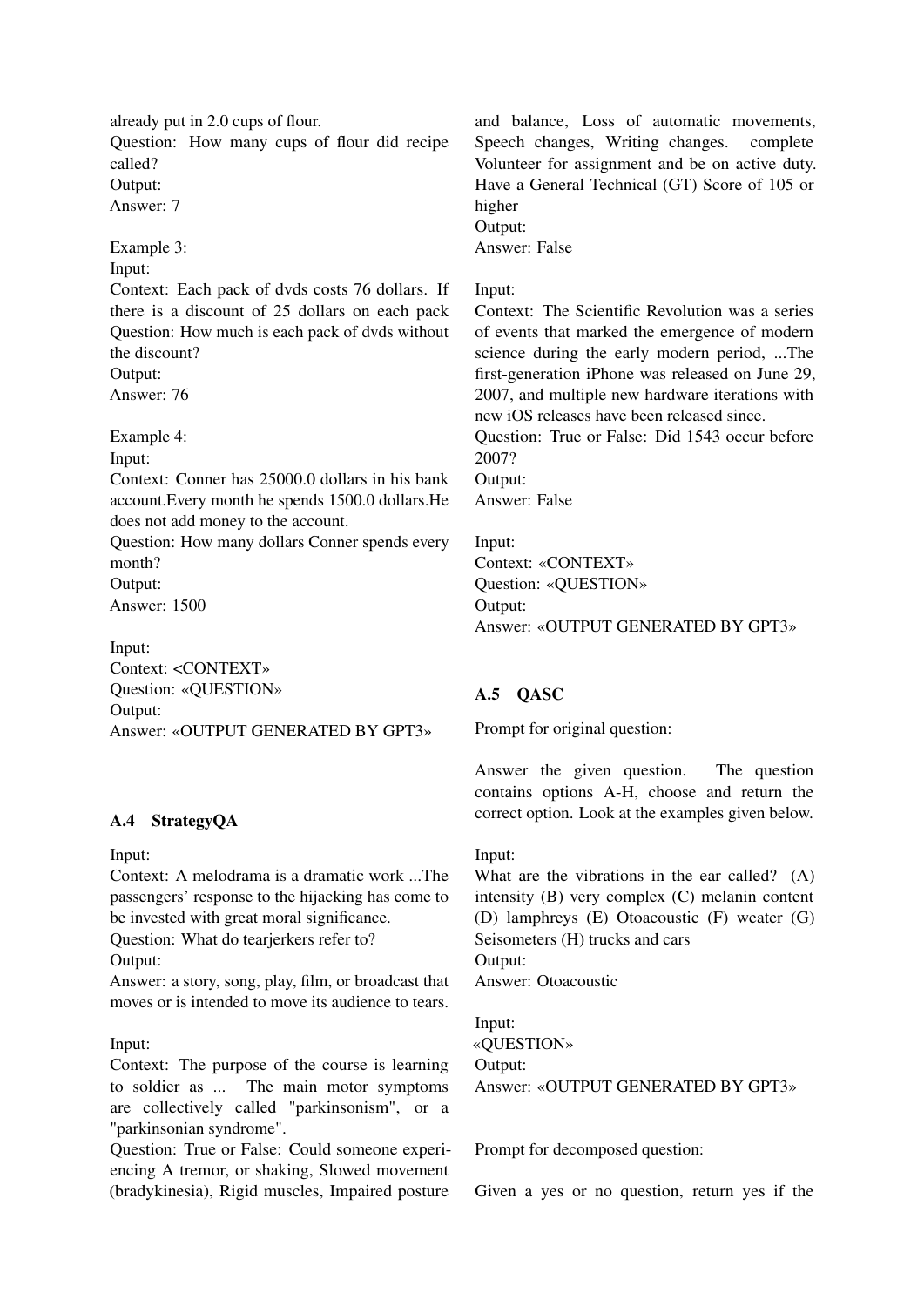already put in 2.0 cups of flour.
Question: How many cups of flour did recipe called?
Output:
Answer: 7

Example 3:
Input:
Context: Each pack of dvds costs 76 dollars. If there is a discount of 25 dollars on each pack
Question: How much is each pack of dvds without the discount?
Output:
Answer: 76

Example 4:
Input:
Context: Conner has 25000.0 dollars in his bank account.Every month he spends 1500.0 dollars.He does not add money to the account.
Question: How many dollars Conner spends every month?
Output:
Answer: 1500

Input:
Context: <CONTEXT»
Question: «QUESTION»
Output:
Answer: «OUTPUT GENERATED BY GPT3»

### A.4 StrategyQA

Input:
Context: A melodrama is a dramatic work ...The passengers' response to the hijacking has come to be invested with great moral significance.
Question: What do tearjerkers refer to?
Output:
Answer: a story, song, play, film, or broadcast that moves or is intended to move its audience to tears.

Input:
Context: The purpose of the course is learning to soldier as ... The main motor symptoms are collectively called "parkinsonism", or a "parkinsonian syndrome".
Question: True or False: Could someone experiencing A tremor, or shaking, Slowed movement (bradykinesia), Rigid muscles, Impaired posture and balance, Loss of automatic movements, Speech changes, Writing changes. complete Volunteer for assignment and be on active duty. Have a General Technical (GT) Score of 105 or higher
Output:
Answer: False

Input:
Context: The Scientific Revolution was a series of events that marked the emergence of modern science during the early modern period, ...The first-generation iPhone was released on June 29, 2007, and multiple new hardware iterations with new iOS releases have been released since.
Question: True or False: Did 1543 occur before 2007?
Output:
Answer: False

Input:
Context: «CONTEXT»
Question: «QUESTION»
Output:
Answer: «OUTPUT GENERATED BY GPT3»

### A.5 QASC

Prompt for original question:

Answer the given question. The question contains options A-H, choose and return the correct option. Look at the examples given below.

Input:
What are the vibrations in the ear called? (A) intensity (B) very complex (C) melanin content (D) lamphreys (E) Otoacoustic (F) weater (G) Seisometers (H) trucks and cars
Output:
Answer: Otoacoustic

Input:
«QUESTION»
Output:
Answer: «OUTPUT GENERATED BY GPT3»

Prompt for decomposed question:

Given a yes or no question, return yes if the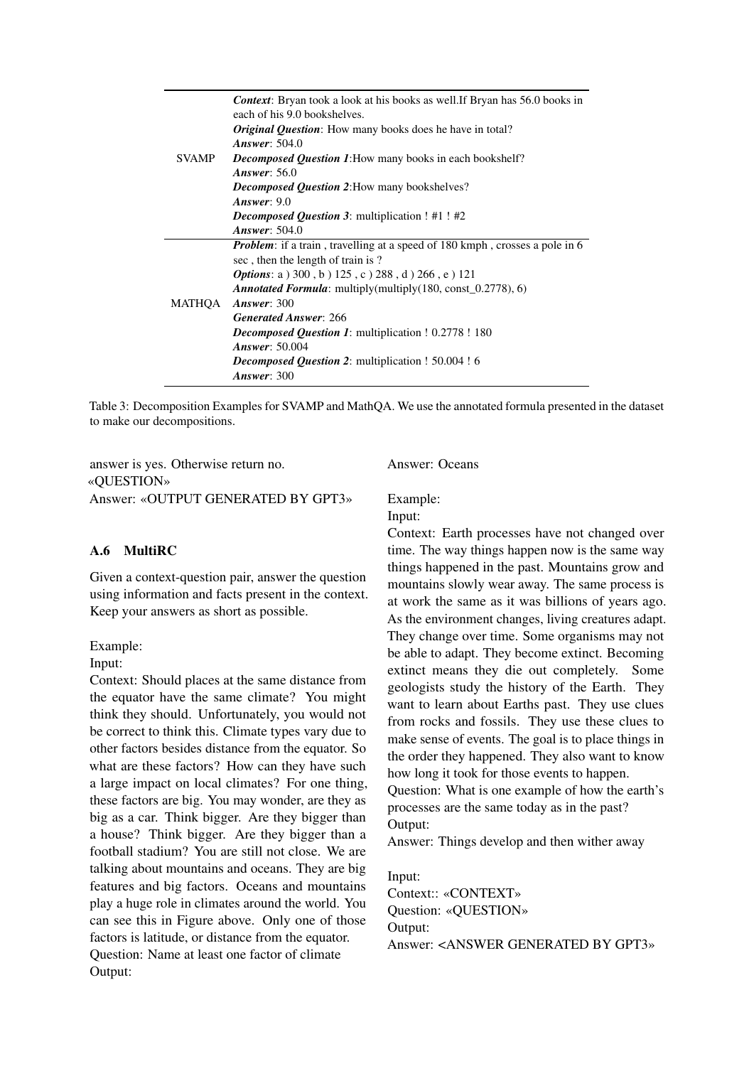| | |
|---|---|
| SVAMP | ***Context***: Bryan took a look at his books as well.If Bryan has 56.0 books in each of his 9.0 bookshelves.<br>***Original Question***: How many books does he have in total?<br>***Answer***: 504.0<br>***Decomposed Question 1***:How many books in each bookshelf?<br>***Answer***: 56.0<br>***Decomposed Question 2***:How many bookshelves?<br>***Answer***: 9.0<br>***Decomposed Question 3***: multiplication ! #1 ! #2<br>***Answer***: 504.0 |
| MATHQA | ***Problem***: if a train , travelling at a speed of 180 kmph , crosses a pole in 6 sec , then the length of train is ?<br>***Options***: a ) 300 , b ) 125 , c ) 288 , d ) 266 , e ) 121<br>***Annotated Formula***: multiply(multiply(180, const_0.2778), 6)<br>***Answer***: 300<br>***Generated Answer***: 266<br>***Decomposed Question 1***: multiplication ! 0.2778 ! 180<br>***Answer***: 50.004<br>***Decomposed Question 2***: multiplication ! 50.004 ! 6<br>***Answer***: 300 |

Table 3: Decomposition Examples for SVAMP and MathQA. We use the annotated formula presented in the dataset to make our decompositions.

answer is yes. Otherwise return no.
«QUESTION»
Answer: «OUTPUT GENERATED BY GPT3»

### A.6 MultiRC

Given a context-question pair, answer the question using information and facts present in the context. Keep your answers as short as possible.

Example:
Input:
Context: Should places at the same distance from the equator have the same climate? You might think they should. Unfortunately, you would not be correct to think this. Climate types vary due to other factors besides distance from the equator. So what are these factors? How can they have such a large impact on local climates? For one thing, these factors are big. You may wonder, are they as big as a car. Think bigger. Are they bigger than a house? Think bigger. Are they bigger than a football stadium? You are still not close. We are talking about mountains and oceans. They are big features and big factors. Oceans and mountains play a huge role in climates around the world. You can see this in Figure above. Only one of those factors is latitude, or distance from the equator.
Question: Name at least one factor of climate
Output:
Answer: Oceans

Example:
Input:
Context: Earth processes have not changed over time. The way things happen now is the same way things happened in the past. Mountains grow and mountains slowly wear away. The same process is at work the same as it was billions of years ago. As the environment changes, living creatures adapt. They change over time. Some organisms may not be able to adapt. They become extinct. Becoming extinct means they die out completely. Some geologists study the history of the Earth. They want to learn about Earths past. They use clues from rocks and fossils. They use these clues to make sense of events. The goal is to place things in the order they happened. They also want to know how long it took for those events to happen.
Question: What is one example of how the earth's processes are the same today as in the past?
Output:
Answer: Things develop and then wither away

Input:
Context:: «CONTEXT»
Question: «QUESTION»
Output:
Answer: <ANSWER GENERATED BY GPT3»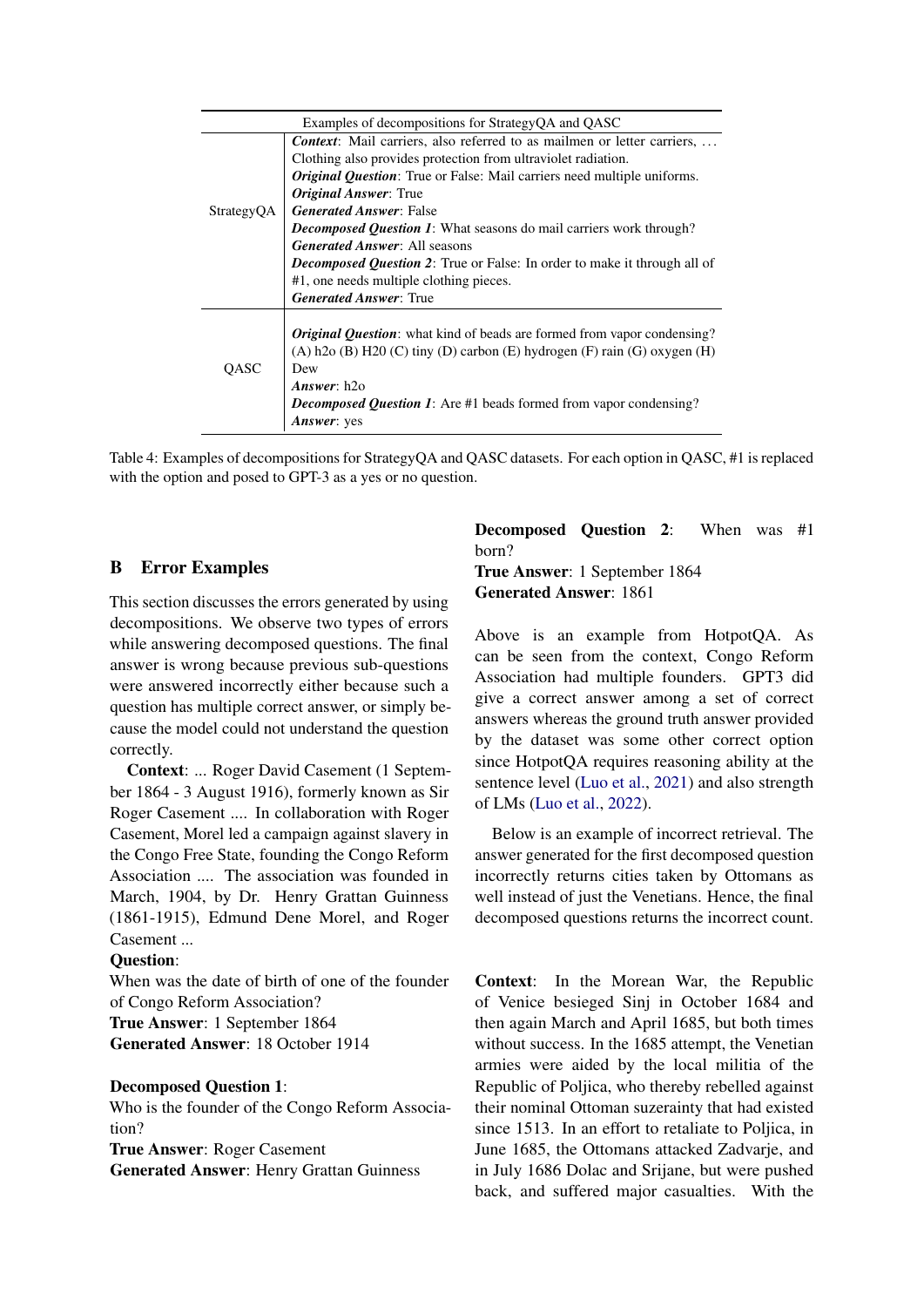| Examples of decompositions for StrategyQA and QASC | |
|---|---|
| StrategyQA | ***Context***: Mail carriers, also referred to as mailmen or letter carriers, … Clothing also provides protection from ultraviolet radiation. ***Original Question***: True or False: Mail carriers need multiple uniforms. ***Original Answer***: True ***Generated Answer***: False ***Decomposed Question 1***: What seasons do mail carriers work through? ***Generated Answer***: All seasons ***Decomposed Question 2***: True or False: In order to make it through all of #1, one needs multiple clothing pieces. ***Generated Answer***: True |
| QASC | ***Original Question***: what kind of beads are formed from vapor condensing? (A) h2o (B) H20 (C) tiny (D) carbon (E) hydrogen (F) rain (G) oxygen (H) Dew ***Answer***: h2o ***Decomposed Question 1***: Are #1 beads formed from vapor condensing? ***Answer***: yes |

Table 4: Examples of decompositions for StrategyQA and QASC datasets. For each option in QASC, #1 is replaced with the option and posed to GPT-3 as a yes or no question.

## B Error Examples

This section discusses the errors generated by using decompositions. We observe two types of errors while answering decomposed questions. The final answer is wrong because previous sub-questions were answered incorrectly either because such a question has multiple correct answer, or simply because the model could not understand the question correctly.

**Context**: ... Roger David Casement (1 September 1864 - 3 August 1916), formerly known as Sir Roger Casement .... In collaboration with Roger Casement, Morel led a campaign against slavery in the Congo Free State, founding the Congo Reform Association .... The association was founded in March, 1904, by Dr. Henry Grattan Guinness (1861-1915), Edmund Dene Morel, and Roger Casement ...

**Question**:
When was the date of birth of one of the founder of Congo Reform Association?
**True Answer**: 1 September 1864
**Generated Answer**: 18 October 1914

**Decomposed Question 1**:
Who is the founder of the Congo Reform Association?
**True Answer**: Roger Casement
**Generated Answer**: Henry Grattan Guinness

**Decomposed Question 2**: When was #1 born?
**True Answer**: 1 September 1864
**Generated Answer**: 1861

Above is an example from HotpotQA. As can be seen from the context, Congo Reform Association had multiple founders. GPT3 did give a correct answer among a set of correct answers whereas the ground truth answer provided by the dataset was some other correct option since HotpotQA requires reasoning ability at the sentence level (Luo et al., 2021) and also strength of LMs (Luo et al., 2022).

Below is an example of incorrect retrieval. The answer generated for the first decomposed question incorrectly returns cities taken by Ottomans as well instead of just the Venetians. Hence, the final decomposed questions returns the incorrect count.

**Context**: In the Morean War, the Republic of Venice besieged Sinj in October 1684 and then again March and April 1685, but both times without success. In the 1685 attempt, the Venetian armies were aided by the local militia of the Republic of Poljica, who thereby rebelled against their nominal Ottoman suzerainty that had existed since 1513. In an effort to retaliate to Poljica, in June 1685, the Ottomans attacked Zadvarje, and in July 1686 Dolac and Srijane, but were pushed back, and suffered major casualties. With the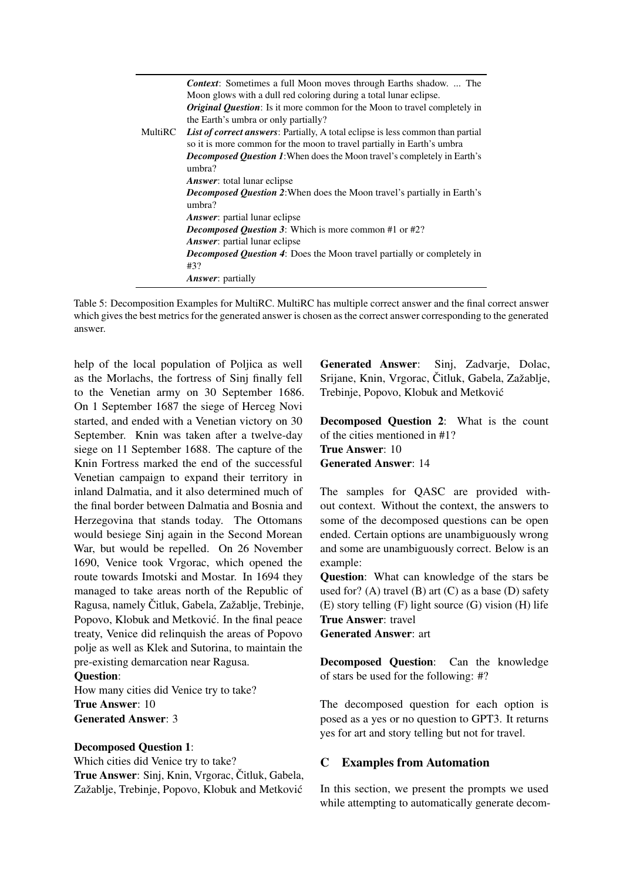| | |
|---|---|
| MultiRC | ***Context***: Sometimes a full Moon moves through Earths shadow. ... The Moon glows with a dull red coloring during a total lunar eclipse.<br>***Original Question***: Is it more common for the Moon to travel completely in the Earth's umbra or only partially?<br>***List of correct answers***: Partially, A total eclipse is less common than partial so it is more common for the moon to travel partially in Earth's umbra<br>***Decomposed Question 1***:When does the Moon travel's completely in Earth's umbra?<br>***Answer***: total lunar eclipse<br>***Decomposed Question 2***:When does the Moon travel's partially in Earth's umbra?<br>***Answer***: partial lunar eclipse<br>***Decomposed Question 3***: Which is more common #1 or #2?<br>***Answer***: partial lunar eclipse<br>***Decomposed Question 4***: Does the Moon travel partially or completely in #3?<br>***Answer***: partially |

Table 5: Decomposition Examples for MultiRC. MultiRC has multiple correct answer and the final correct answer which gives the best metrics for the generated answer is chosen as the correct answer corresponding to the generated answer.

help of the local population of Poljica as well as the Morlachs, the fortress of Sinj finally fell to the Venetian army on 30 September 1686. On 1 September 1687 the siege of Herceg Novi started, and ended with a Venetian victory on 30 September. Knin was taken after a twelve-day siege on 11 September 1688. The capture of the Knin Fortress marked the end of the successful Venetian campaign to expand their territory in inland Dalmatia, and it also determined much of the final border between Dalmatia and Bosnia and Herzegovina that stands today. The Ottomans would besiege Sinj again in the Second Morean War, but would be repelled. On 26 November 1690, Venice took Vrgorac, which opened the route towards Imotski and Mostar. In 1694 they managed to take areas north of the Republic of Ragusa, namely Čitluk, Gabela, Zažablje, Trebinje, Popovo, Klobuk and Metković. In the final peace treaty, Venice did relinquish the areas of Popovo polje as well as Klek and Sutorina, to maintain the pre-existing demarcation near Ragusa.

**Question**:
How many cities did Venice try to take?
**True Answer**: 10
**Generated Answer**: 3

**Decomposed Question 1**:
Which cities did Venice try to take?
**True Answer**: Sinj, Knin, Vrgorac, Čitluk, Gabela, Zažablje, Trebinje, Popovo, Klobuk and Metković
**Generated Answer**: Sinj, Zadvarje, Dolac, Srijane, Knin, Vrgorac, Čitluk, Gabela, Zažablje, Trebinje, Popovo, Klobuk and Metković

**Decomposed Question 2**: What is the count of the cities mentioned in #1?
**True Answer**: 10
**Generated Answer**: 14

The samples for QASC are provided without context. Without the context, the answers to some of the decomposed questions can be open ended. Certain options are unambiguously wrong and some are unambiguously correct. Below is an example:

**Question**: What can knowledge of the stars be used for? (A) travel (B) art (C) as a base (D) safety (E) story telling (F) light source (G) vision (H) life
**True Answer**: travel
**Generated Answer**: art

**Decomposed Question**: Can the knowledge of stars be used for the following: #?

The decomposed question for each option is posed as a yes or no question to GPT3. It returns yes for art and story telling but not for travel.

## C Examples from Automation

In this section, we present the prompts we used while attempting to automatically generate decom-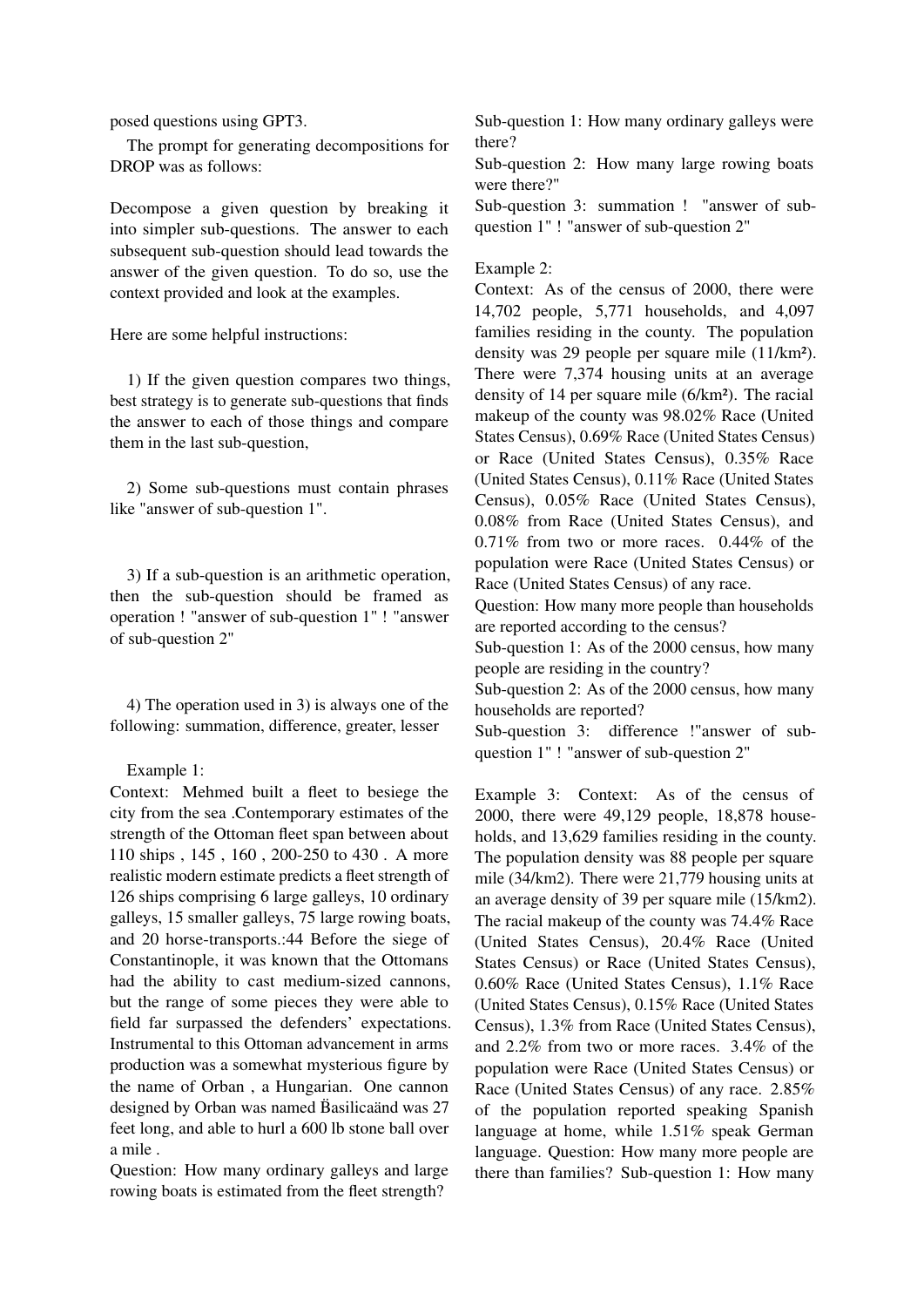posed questions using GPT3.

The prompt for generating decompositions for DROP was as follows:

Decompose a given question by breaking it into simpler sub-questions. The answer to each subsequent sub-question should lead towards the answer of the given question. To do so, use the context provided and look at the examples.

Here are some helpful instructions:

1) If the given question compares two things, best strategy is to generate sub-questions that finds the answer to each of those things and compare them in the last sub-question,

2) Some sub-questions must contain phrases like "answer of sub-question 1".

3) If a sub-question is an arithmetic operation, then the sub-question should be framed as operation ! "answer of sub-question 1" ! "answer of sub-question 2"

4) The operation used in 3) is always one of the following: summation, difference, greater, lesser

Example 1:
Context: Mehmed built a fleet to besiege the city from the sea .Contemporary estimates of the strength of the Ottoman fleet span between about 110 ships , 145 , 160 , 200-250 to 430 . A more realistic modern estimate predicts a fleet strength of 126 ships comprising 6 large galleys, 10 ordinary galleys, 15 smaller galleys, 75 large rowing boats, and 20 horse-transports.:44 Before the siege of Constantinople, it was known that the Ottomans had the ability to cast medium-sized cannons, but the range of some pieces they were able to field far surpassed the defenders' expectations. Instrumental to this Ottoman advancement in arms production was a somewhat mysterious figure by the name of Orban , a Hungarian. One cannon designed by Orban was named B̈asilicaänd was 27 feet long, and able to hurl a 600 lb stone ball over a mile .
Question: How many ordinary galleys and large rowing boats is estimated from the fleet strength?
Sub-question 1: How many ordinary galleys were there?
Sub-question 2: How many large rowing boats were there?"
Sub-question 3: summation ! "answer of sub-question 1" ! "answer of sub-question 2"

Example 2:
Context: As of the census of 2000, there were 14,702 people, 5,771 households, and 4,097 families residing in the county. The population density was 29 people per square mile (11/km²). There were 7,374 housing units at an average density of 14 per square mile (6/km²). The racial makeup of the county was 98.02% Race (United States Census), 0.69% Race (United States Census) or Race (United States Census), 0.35% Race (United States Census), 0.11% Race (United States Census), 0.05% Race (United States Census), 0.08% from Race (United States Census), and 0.71% from two or more races. 0.44% of the population were Race (United States Census) or Race (United States Census) of any race.
Question: How many more people than households are reported according to the census?
Sub-question 1: As of the 2000 census, how many people are residing in the country?
Sub-question 2: As of the 2000 census, how many households are reported?
Sub-question 3: difference !"answer of sub-question 1" ! "answer of sub-question 2"

Example 3: Context: As of the census of 2000, there were 49,129 people, 18,878 households, and 13,629 families residing in the county. The population density was 88 people per square mile (34/km2). There were 21,779 housing units at an average density of 39 per square mile (15/km2). The racial makeup of the county was 74.4% Race (United States Census), 20.4% Race (United States Census) or Race (United States Census), 0.60% Race (United States Census), 1.1% Race (United States Census), 0.15% Race (United States Census), 1.3% from Race (United States Census), and 2.2% from two or more races. 3.4% of the population were Race (United States Census) or Race (United States Census) of any race. 2.85% of the population reported speaking Spanish language at home, while 1.51% speak German language. Question: How many more people are there than families? Sub-question 1: How many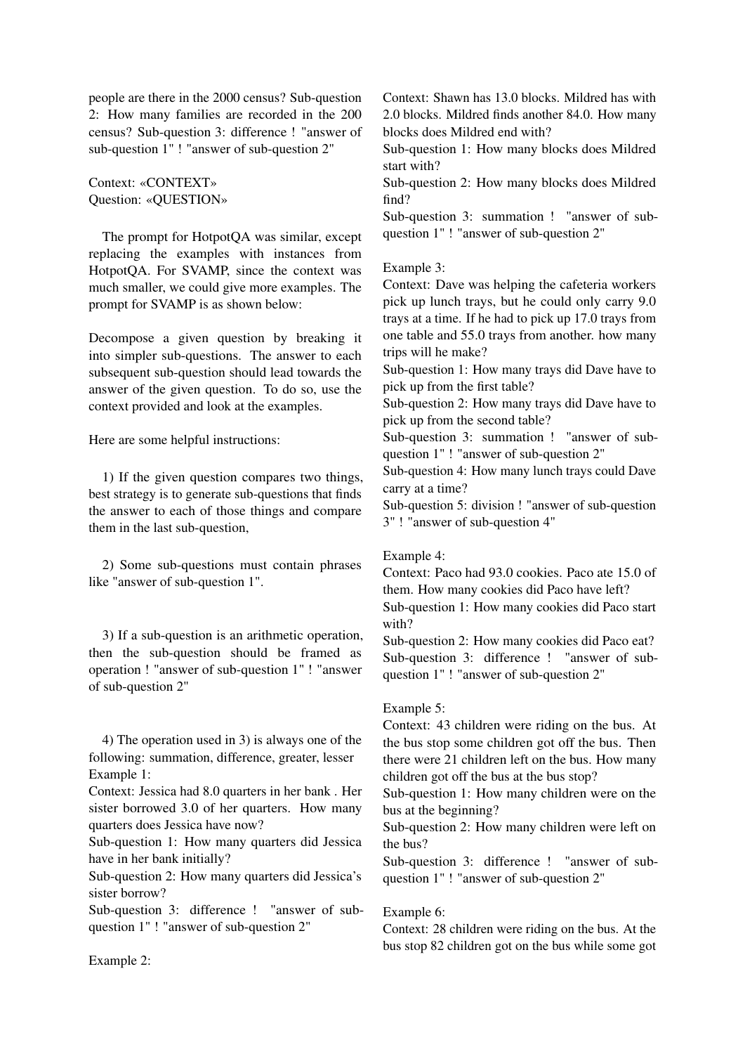people are there in the 2000 census? Sub-question 2: How many families are recorded in the 200 census? Sub-question 3: difference ! "answer of sub-question 1" ! "answer of sub-question 2"

Context: «CONTEXT»
Question: «QUESTION»

The prompt for HotpotQA was similar, except replacing the examples with instances from HotpotQA. For SVAMP, since the context was much smaller, we could give more examples. The prompt for SVAMP is as shown below:

Decompose a given question by breaking it into simpler sub-questions. The answer to each subsequent sub-question should lead towards the answer of the given question. To do so, use the context provided and look at the examples.

Here are some helpful instructions:

1) If the given question compares two things, best strategy is to generate sub-questions that finds the answer to each of those things and compare them in the last sub-question,

2) Some sub-questions must contain phrases like "answer of sub-question 1".

3) If a sub-question is an arithmetic operation, then the sub-question should be framed as operation ! "answer of sub-question 1" ! "answer of sub-question 2"

4) The operation used in 3) is always one of the following: summation, difference, greater, lesser
Example 1:
Context: Jessica had 8.0 quarters in her bank . Her sister borrowed 3.0 of her quarters. How many quarters does Jessica have now?
Sub-question 1: How many quarters did Jessica have in her bank initially?
Sub-question 2: How many quarters did Jessica's sister borrow?
Sub-question 3: difference ! "answer of sub-question 1" ! "answer of sub-question 2"

Example 2:
Context: Shawn has 13.0 blocks. Mildred has with 2.0 blocks. Mildred finds another 84.0. How many blocks does Mildred end with?
Sub-question 1: How many blocks does Mildred start with?
Sub-question 2: How many blocks does Mildred find?
Sub-question 3: summation ! "answer of sub-question 1" ! "answer of sub-question 2"

Example 3:
Context: Dave was helping the cafeteria workers pick up lunch trays, but he could only carry 9.0 trays at a time. If he had to pick up 17.0 trays from one table and 55.0 trays from another. how many trips will he make?
Sub-question 1: How many trays did Dave have to pick up from the first table?
Sub-question 2: How many trays did Dave have to pick up from the second table?
Sub-question 3: summation ! "answer of sub-question 1" ! "answer of sub-question 2"
Sub-question 4: How many lunch trays could Dave carry at a time?
Sub-question 5: division ! "answer of sub-question 3" ! "answer of sub-question 4"

Example 4:
Context: Paco had 93.0 cookies. Paco ate 15.0 of them. How many cookies did Paco have left?
Sub-question 1: How many cookies did Paco start with?
Sub-question 2: How many cookies did Paco eat?
Sub-question 3: difference ! "answer of sub-question 1" ! "answer of sub-question 2"

Example 5:
Context: 43 children were riding on the bus. At the bus stop some children got off the bus. Then there were 21 children left on the bus. How many children got off the bus at the bus stop?
Sub-question 1: How many children were on the bus at the beginning?
Sub-question 2: How many children were left on the bus?
Sub-question 3: difference ! "answer of sub-question 1" ! "answer of sub-question 2"

Example 6:
Context: 28 children were riding on the bus. At the bus stop 82 children got on the bus while some got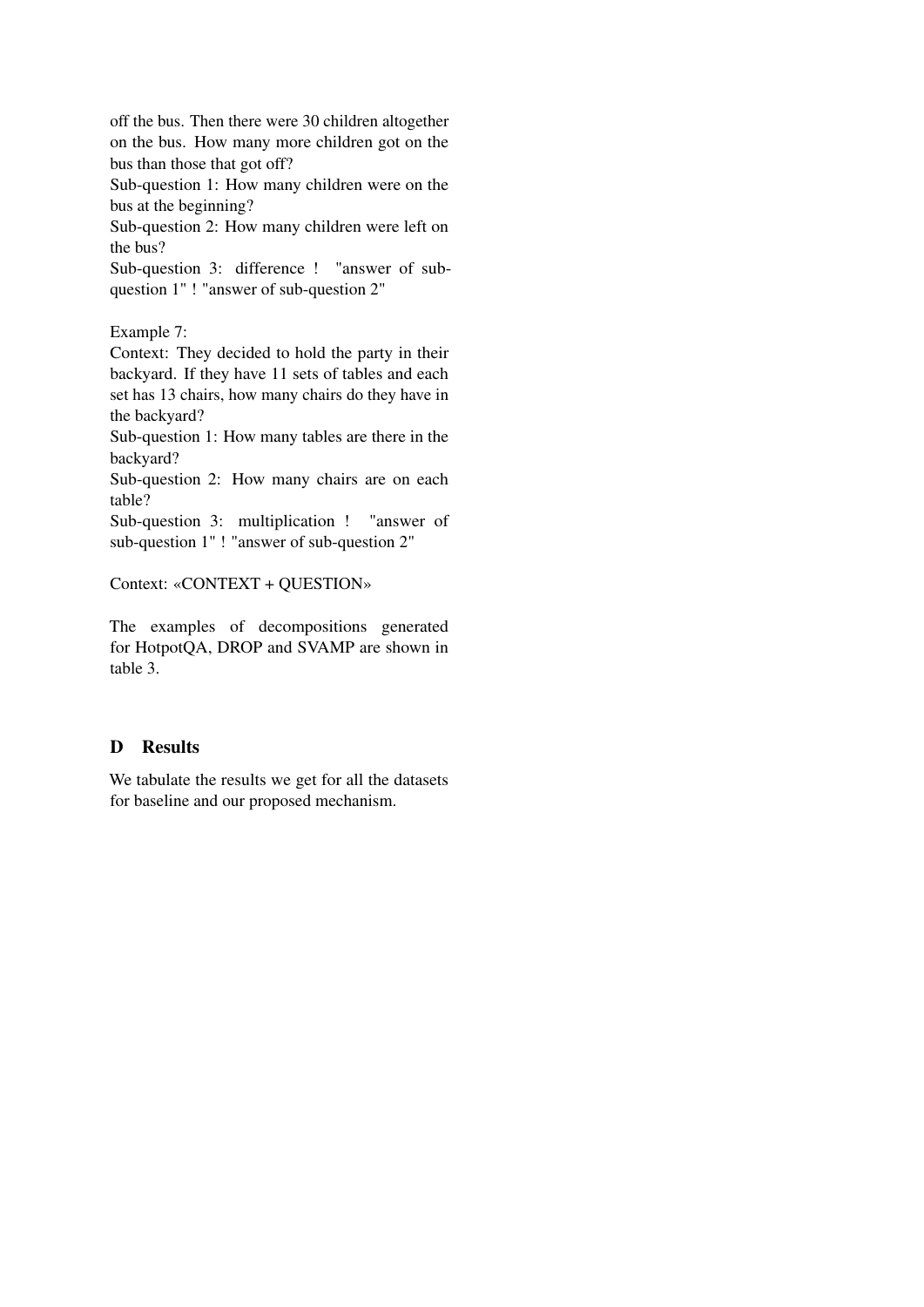off the bus. Then there were 30 children altogether on the bus. How many more children got on the bus than those that got off?

Sub-question 1: How many children were on the bus at the beginning?

Sub-question 2: How many children were left on the bus?

Sub-question 3: difference ! "answer of sub-question 1" ! "answer of sub-question 2"

Example 7:

Context: They decided to hold the party in their backyard. If they have 11 sets of tables and each set has 13 chairs, how many chairs do they have in the backyard?

Sub-question 1: How many tables are there in the backyard?

Sub-question 2: How many chairs are on each table?

Sub-question 3: multiplication ! "answer of sub-question 1" ! "answer of sub-question 2"

Context: «CONTEXT + QUESTION»

The examples of decompositions generated for HotpotQA, DROP and SVAMP are shown in table 3.

## D Results

We tabulate the results we get for all the datasets for baseline and our proposed mechanism.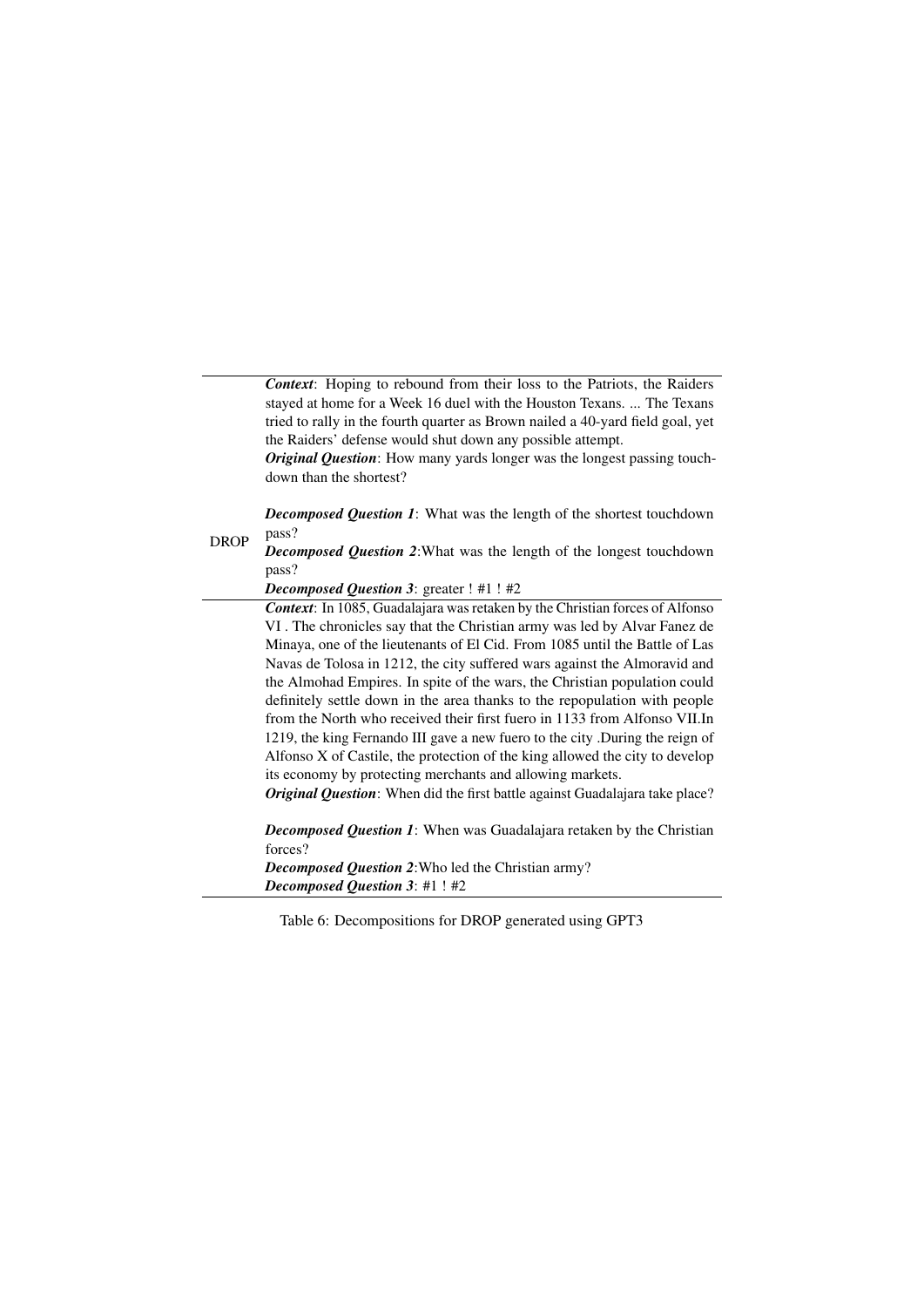| | |
|---|---|
| DROP | ***Context***: Hoping to rebound from their loss to the Patriots, the Raiders stayed at home for a Week 16 duel with the Houston Texans. ... The Texans tried to rally in the fourth quarter as Brown nailed a 40-yard field goal, yet the Raiders' defense would shut down any possible attempt.<br>***Original Question***: How many yards longer was the longest passing touchdown than the shortest?<br><br>***Decomposed Question 1***: What was the length of the shortest touchdown pass?<br>***Decomposed Question 2***:What was the length of the longest touchdown pass?<br>***Decomposed Question 3***: greater ! #1 ! #2 |
| | ***Context***: In 1085, Guadalajara was retaken by the Christian forces of Alfonso VI . The chronicles say that the Christian army was led by Alvar Fanez de Minaya, one of the lieutenants of El Cid. From 1085 until the Battle of Las Navas de Tolosa in 1212, the city suffered wars against the Almoravid and the Almohad Empires. In spite of the wars, the Christian population could definitely settle down in the area thanks to the repopulation with people from the North who received their first fuero in 1133 from Alfonso VII.In 1219, the king Fernando III gave a new fuero to the city .During the reign of Alfonso X of Castile, the protection of the king allowed the city to develop its economy by protecting merchants and allowing markets.<br>***Original Question***: When did the first battle against Guadalajara take place?<br><br>***Decomposed Question 1***: When was Guadalajara retaken by the Christian forces?<br>***Decomposed Question 2***:Who led the Christian army?<br>***Decomposed Question 3***: #1 ! #2 |

Table 6: Decompositions for DROP generated using GPT3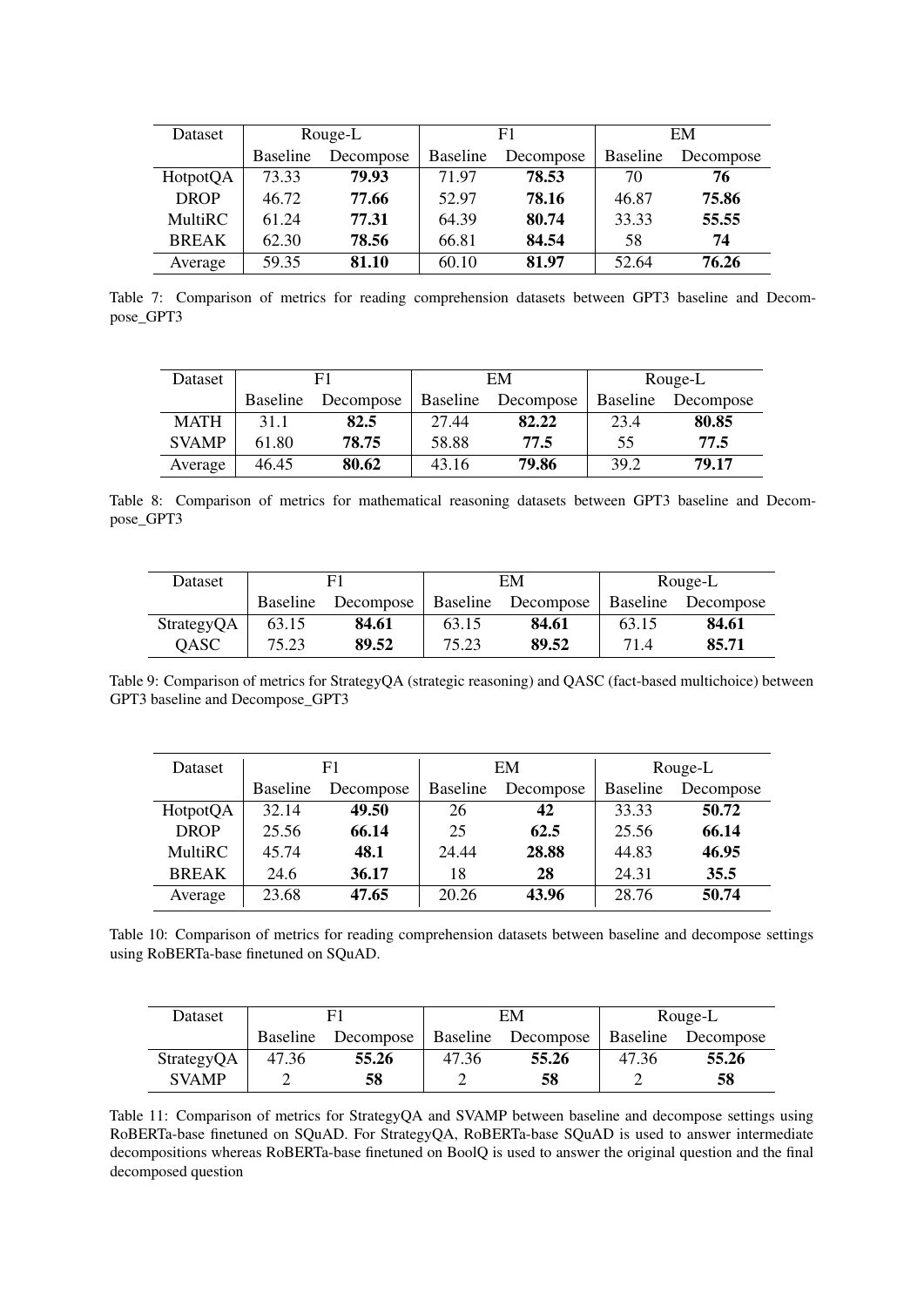| Dataset | Rouge-L | | F1 | | EM | |
|---|---|---|---|---|---|---|
| | Baseline | Decompose | Baseline | Decompose | Baseline | Decompose |
| HotpotQA | 73.33 | **79.93** | 71.97 | **78.53** | 70 | **76** |
| DROP | 46.72 | **77.66** | 52.97 | **78.16** | 46.87 | **75.86** |
| MultiRC | 61.24 | **77.31** | 64.39 | **80.74** | 33.33 | **55.55** |
| BREAK | 62.30 | **78.56** | 66.81 | **84.54** | 58 | **74** |
| Average | 59.35 | **81.10** | 60.10 | **81.97** | 52.64 | **76.26** |

Table 7: Comparison of metrics for reading comprehension datasets between GPT3 baseline and Decompose_GPT3

| Dataset | F1 | | EM | | Rouge-L | |
|---|---|---|---|---|---|---|
| | Baseline | Decompose | Baseline | Decompose | Baseline | Decompose |
| MATH | 31.1 | **82.5** | 27.44 | **82.22** | 23.4 | **80.85** |
| SVAMP | 61.80 | **78.75** | 58.88 | **77.5** | 55 | **77.5** |
| Average | 46.45 | **80.62** | 43.16 | **79.86** | 39.2 | **79.17** |

Table 8: Comparison of metrics for mathematical reasoning datasets between GPT3 baseline and Decompose_GPT3

| Dataset | F1 | | EM | | Rouge-L | |
|---|---|---|---|---|---|---|
| | Baseline | Decompose | Baseline | Decompose | Baseline | Decompose |
| StrategyQA | 63.15 | **84.61** | 63.15 | **84.61** | 63.15 | **84.61** |
| QASC | 75.23 | **89.52** | 75.23 | **89.52** | 71.4 | **85.71** |

Table 9: Comparison of metrics for StrategyQA (strategic reasoning) and QASC (fact-based multichoice) between GPT3 baseline and Decompose_GPT3

| Dataset | F1 | | EM | | Rouge-L | |
|---|---|---|---|---|---|---|
| | Baseline | Decompose | Baseline | Decompose | Baseline | Decompose |
| HotpotQA | 32.14 | **49.50** | 26 | **42** | 33.33 | **50.72** |
| DROP | 25.56 | **66.14** | 25 | **62.5** | 25.56 | **66.14** |
| MultiRC | 45.74 | **48.1** | 24.44 | **28.88** | 44.83 | **46.95** |
| BREAK | 24.6 | **36.17** | 18 | **28** | 24.31 | **35.5** |
| Average | 23.68 | **47.65** | 20.26 | **43.96** | 28.76 | **50.74** |

Table 10: Comparison of metrics for reading comprehension datasets between baseline and decompose settings using RoBERTa-base finetuned on SQuAD.

| Dataset | F1 | | EM | | Rouge-L | |
|---|---|---|---|---|---|---|
| | Baseline | Decompose | Baseline | Decompose | Baseline | Decompose |
| StrategyQA | 47.36 | **55.26** | 47.36 | **55.26** | 47.36 | **55.26** |
| SVAMP | 2 | **58** | 2 | **58** | 2 | **58** |

Table 11: Comparison of metrics for StrategyQA and SVAMP between baseline and decompose settings using RoBERTa-base finetuned on SQuAD. For StrategyQA, RoBERTa-base SQuAD is used to answer intermediate decompositions whereas RoBERTa-base finetuned on BoolQ is used to answer the original question and the final decomposed question